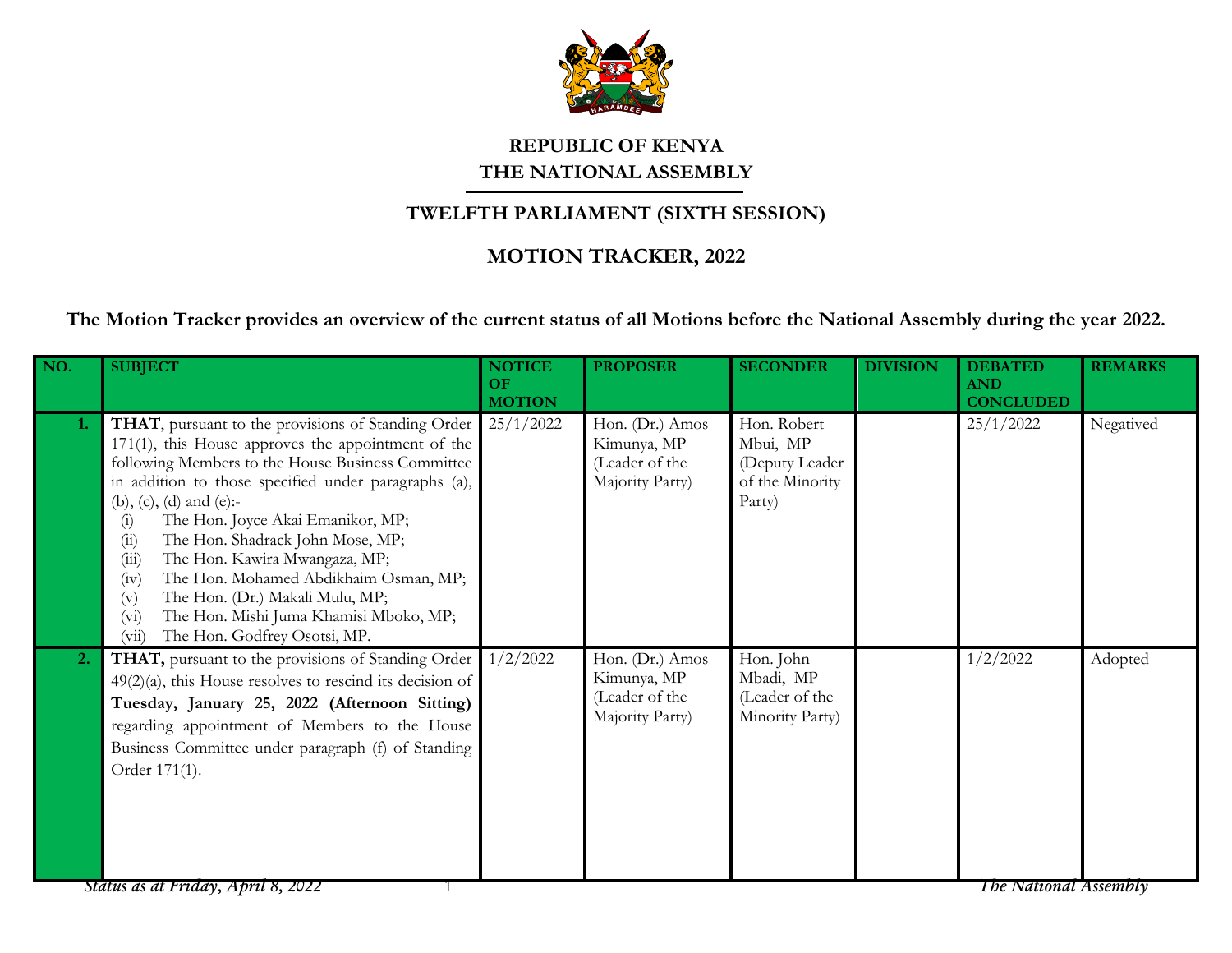# REPUBLIC OF KENYA
# THE NATIONAL ASSEMBLY

## TWELFTH PARLIAMENT (SIXTH SESSION)

## MOTION TRACKER, 2022

**The Motion Tracker provides an overview of the current status of all Motions before the National Assembly during the year 2022.**

| NO. | SUBJECT | NOTICE OF MOTION | PROPOSER | SECONDER | DIVISION | DEBATED AND CONCLUDED | REMARKS |
|---|---|---|---|---|---|---|---|
| 1. | **THAT**, pursuant to the provisions of Standing Order 171(1), this House approves the appointment of the following Members to the House Business Committee in addition to those specified under paragraphs (a), (b), (c), (d) and (e):- (i) The Hon. Joyce Akai Emanikor, MP; (ii) The Hon. Shadrack John Mose, MP; (iii) The Hon. Kawira Mwangaza, MP; (iv) The Hon. Mohamed Abdikhaim Osman, MP; (v) The Hon. (Dr.) Makali Mulu, MP; (vi) The Hon. Mishi Juma Khamisi Mboko, MP; (vii) The Hon. Godfrey Osotsi, MP. | 25/1/2022 | Hon. (Dr.) Amos Kimunya, MP (Leader of the Majority Party) | Hon. Robert Mbui, MP (Deputy Leader of the Minority Party) | | 25/1/2022 | Negatived |
| 2. | **THAT,** pursuant to the provisions of Standing Order 49(2)(a), this House resolves to rescind its decision of **Tuesday, January 25, 2022 (Afternoon Sitting)** regarding appointment of Members to the House Business Committee under paragraph (f) of Standing Order 171(1). | 1/2/2022 | Hon. (Dr.) Amos Kimunya, MP (Leader of the Majority Party) | Hon. John Mbadi, MP (Leader of the Minority Party) | | 1/2/2022 | Adopted |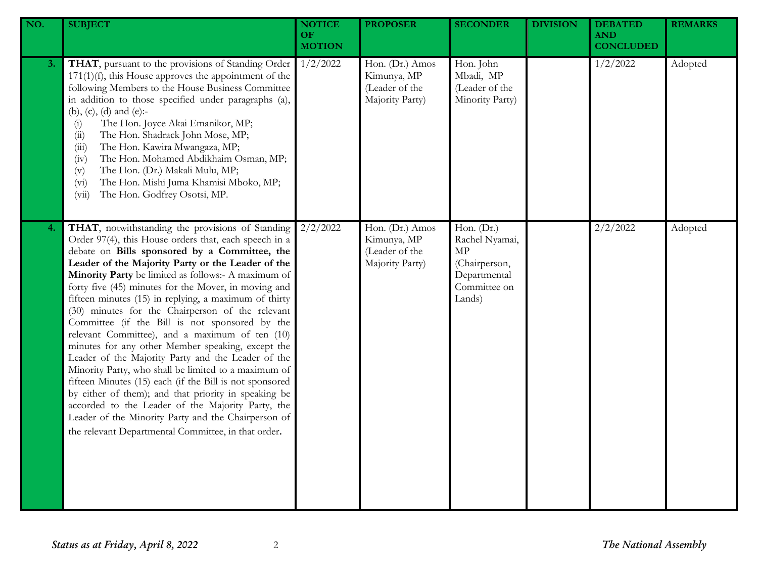| NO. | SUBJECT | NOTICE OF MOTION | PROPOSER | SECONDER | DIVISION | DEBATED AND CONCLUDED | REMARKS |
|---|---|---|---|---|---|---|---|
| 3. | **THAT**, pursuant to the provisions of Standing Order 171(1)(f), this House approves the appointment of the following Members to the House Business Committee in addition to those specified under paragraphs (a), (b), (c), (d) and (e):- (i) The Hon. Joyce Akai Emanikor, MP; (ii) The Hon. Shadrack John Mose, MP; (iii) The Hon. Kawira Mwangaza, MP; (iv) The Hon. Mohamed Abdikhaim Osman, MP; (v) The Hon. (Dr.) Makali Mulu, MP; (vi) The Hon. Mishi Juma Khamisi Mboko, MP; (vii) The Hon. Godfrey Osotsi, MP. | 1/2/2022 | Hon. (Dr.) Amos Kimunya, MP (Leader of the Majority Party) | Hon. John Mbadi, MP (Leader of the Minority Party) | | 1/2/2022 | Adopted |
| 4. | **THAT**, notwithstanding the provisions of Standing Order 97(4), this House orders that, each speech in a debate on **Bills sponsored by a Committee, the Leader of the Majority Party or the Leader of the Minority Party** be limited as follows:- A maximum of forty five (45) minutes for the Mover, in moving and fifteen minutes (15) in replying, a maximum of thirty (30) minutes for the Chairperson of the relevant Committee (if the Bill is not sponsored by the relevant Committee), and a maximum of ten (10) minutes for any other Member speaking, except the Leader of the Majority Party and the Leader of the Minority Party, who shall be limited to a maximum of fifteen Minutes (15) each (if the Bill is not sponsored by either of them); and that priority in speaking be accorded to the Leader of the Majority Party, the Leader of the Minority Party and the Chairperson of the relevant Departmental Committee, in that order. | 2/2/2022 | Hon. (Dr.) Amos Kimunya, MP (Leader of the Majority Party) | Hon. (Dr.) Rachel Nyamai, MP (Chairperson, Departmental Committee on Lands) | | 2/2/2022 | Adopted |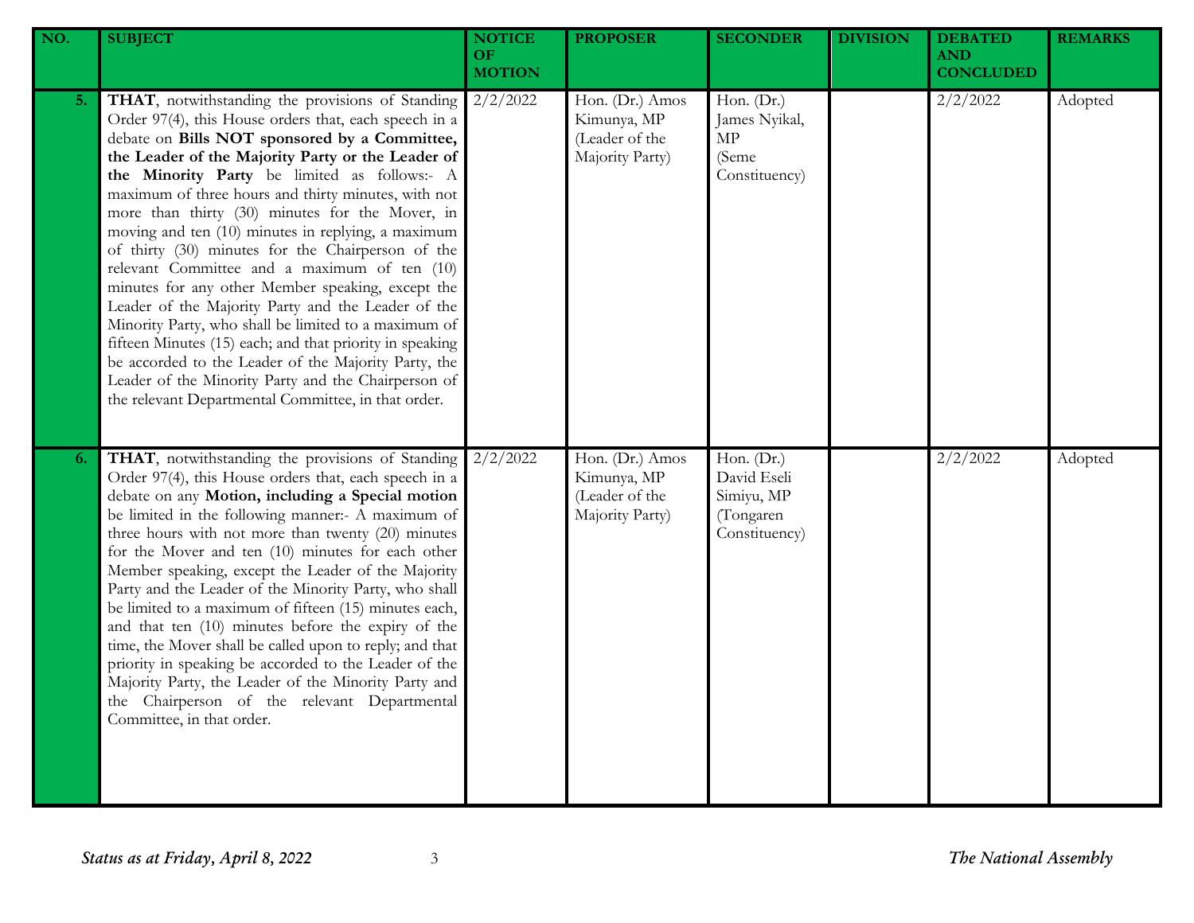| NO. | SUBJECT | NOTICE OF MOTION | PROPOSER | SECONDER | DIVISION | DEBATED AND CONCLUDED | REMARKS |
|---|---|---|---|---|---|---|---|
| 5. | **THAT**, notwithstanding the provisions of Standing Order 97(4), this House orders that, each speech in a debate on **Bills NOT sponsored by a Committee, the Leader of the Majority Party or the Leader of the Minority Party** be limited as follows:- A maximum of three hours and thirty minutes, with not more than thirty (30) minutes for the Mover, in moving and ten (10) minutes in replying, a maximum of thirty (30) minutes for the Chairperson of the relevant Committee and a maximum of ten (10) minutes for any other Member speaking, except the Leader of the Majority Party and the Leader of the Minority Party, who shall be limited to a maximum of fifteen Minutes (15) each; and that priority in speaking be accorded to the Leader of the Majority Party, the Leader of the Minority Party and the Chairperson of the relevant Departmental Committee, in that order. | 2/2/2022 | Hon. (Dr.) Amos Kimunya, MP (Leader of the Majority Party) | Hon. (Dr.) James Nyikal, MP (Seme Constituency) | | 2/2/2022 | Adopted |
| 6. | **THAT**, notwithstanding the provisions of Standing Order 97(4), this House orders that, each speech in a debate on any **Motion, including a Special motion** be limited in the following manner:- A maximum of three hours with not more than twenty (20) minutes for the Mover and ten (10) minutes for each other Member speaking, except the Leader of the Majority Party and the Leader of the Minority Party, who shall be limited to a maximum of fifteen (15) minutes each, and that ten (10) minutes before the expiry of the time, the Mover shall be called upon to reply; and that priority in speaking be accorded to the Leader of the Majority Party, the Leader of the Minority Party and the Chairperson of the relevant Departmental Committee, in that order. | 2/2/2022 | Hon. (Dr.) Amos Kimunya, MP (Leader of the Majority Party) | Hon. (Dr.) David Eseli Simiyu, MP (Tongaren Constituency) | | 2/2/2022 | Adopted |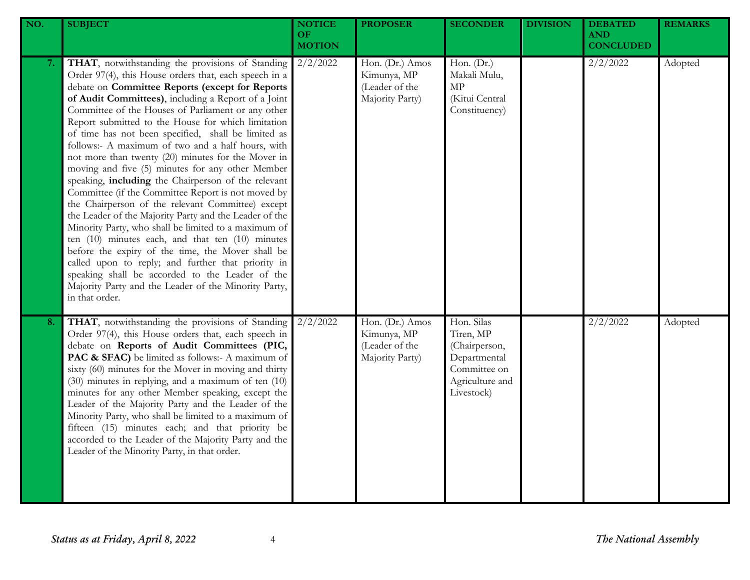| NO. | SUBJECT | NOTICE OF MOTION | PROPOSER | SECONDER | DIVISION | DEBATED AND CONCLUDED | REMARKS |
|---|---|---|---|---|---|---|---|
| 7. | **THAT**, notwithstanding the provisions of Standing Order 97(4), this House orders that, each speech in a debate on **Committee Reports (except for Reports of Audit Committees)**, including a Report of a Joint Committee of the Houses of Parliament or any other Report submitted to the House for which limitation of time has not been specified, shall be limited as follows:- A maximum of two and a half hours, with not more than twenty (20) minutes for the Mover in moving and five (5) minutes for any other Member speaking, **including** the Chairperson of the relevant Committee (if the Committee Report is not moved by the Chairperson of the relevant Committee) except the Leader of the Majority Party and the Leader of the Minority Party, who shall be limited to a maximum of ten (10) minutes each, and that ten (10) minutes before the expiry of the time, the Mover shall be called upon to reply; and further that priority in speaking shall be accorded to the Leader of the Majority Party and the Leader of the Minority Party, in that order. | 2/2/2022 | Hon. (Dr.) Amos Kimunya, MP (Leader of the Majority Party) | Hon. (Dr.) Makali Mulu, MP (Kitui Central Constituency) | | 2/2/2022 | Adopted |
| 8. | **THAT**, notwithstanding the provisions of Standing Order 97(4), this House orders that, each speech in debate on **Reports of Audit Committees (PIC, PAC & SFAC)** be limited as follows:- A maximum of sixty (60) minutes for the Mover in moving and thirty (30) minutes in replying, and a maximum of ten (10) minutes for any other Member speaking, except the Leader of the Majority Party and the Leader of the Minority Party, who shall be limited to a maximum of fifteen (15) minutes each; and that priority be accorded to the Leader of the Majority Party and the Leader of the Minority Party, in that order. | 2/2/2022 | Hon. (Dr.) Amos Kimunya, MP (Leader of the Majority Party) | Hon. Silas Tiren, MP (Chairperson, Departmental Committee on Agriculture and Livestock) | | 2/2/2022 | Adopted |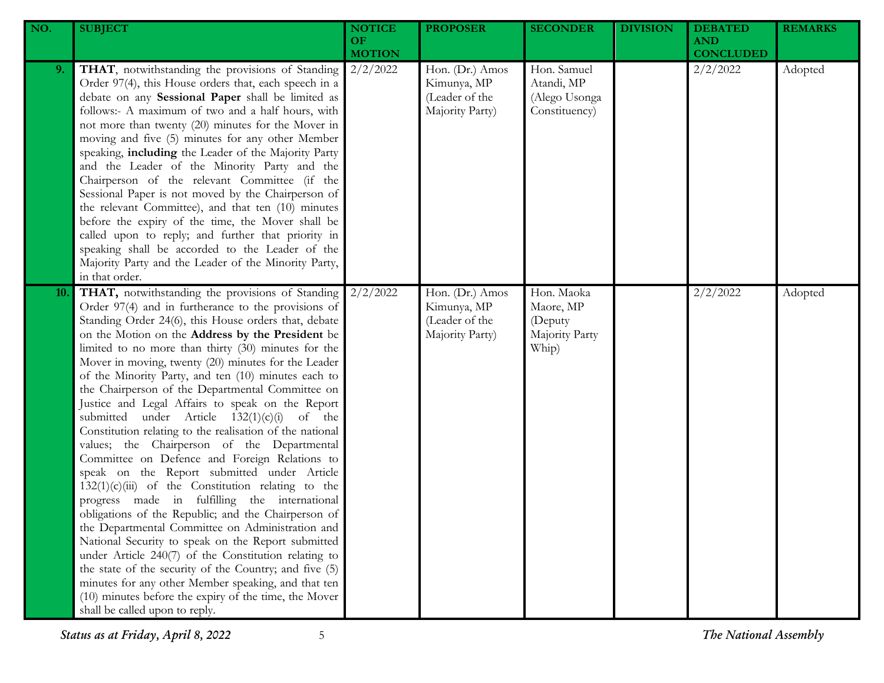| NO. | SUBJECT | NOTICE OF MOTION | PROPOSER | SECONDER | DIVISION | DEBATED AND CONCLUDED | REMARKS |
|---|---|---|---|---|---|---|---|
| 9. | **THAT**, notwithstanding the provisions of Standing Order 97(4), this House orders that, each speech in a debate on any **Sessional Paper** shall be limited as follows:- A maximum of two and a half hours, with not more than twenty (20) minutes for the Mover in moving and five (5) minutes for any other Member speaking, **including** the Leader of the Majority Party and the Leader of the Minority Party and the Chairperson of the relevant Committee (if the Sessional Paper is not moved by the Chairperson of the relevant Committee), and that ten (10) minutes before the expiry of the time, the Mover shall be called upon to reply; and further that priority in speaking shall be accorded to the Leader of the Majority Party and the Leader of the Minority Party, in that order. | 2/2/2022 | Hon. (Dr.) Amos Kimunya, MP (Leader of the Majority Party) | Hon. Samuel Atandi, MP (Alego Usonga Constituency) | | 2/2/2022 | Adopted |
| 10. | **THAT,** notwithstanding the provisions of Standing Order 97(4) and in furtherance to the provisions of Standing Order 24(6), this House orders that, debate on the Motion on the **Address by the President** be limited to no more than thirty (30) minutes for the Mover in moving, twenty (20) minutes for the Leader of the Minority Party, and ten (10) minutes each to the Chairperson of the Departmental Committee on Justice and Legal Affairs to speak on the Report submitted under Article 132(1)(c)(i) of the Constitution relating to the realisation of the national values; the Chairperson of the Departmental Committee on Defence and Foreign Relations to speak on the Report submitted under Article 132(1)(c)(iii) of the Constitution relating to the progress made in fulfilling the international obligations of the Republic; and the Chairperson of the Departmental Committee on Administration and National Security to speak on the Report submitted under Article 240(7) of the Constitution relating to the state of the security of the Country; and five (5) minutes for any other Member speaking, and that ten (10) minutes before the expiry of the time, the Mover shall be called upon to reply. | 2/2/2022 | Hon. (Dr.) Amos Kimunya, MP (Leader of the Majority Party) | Hon. Maoka Maore, MP (Deputy Majority Party Whip) | | 2/2/2022 | Adopted |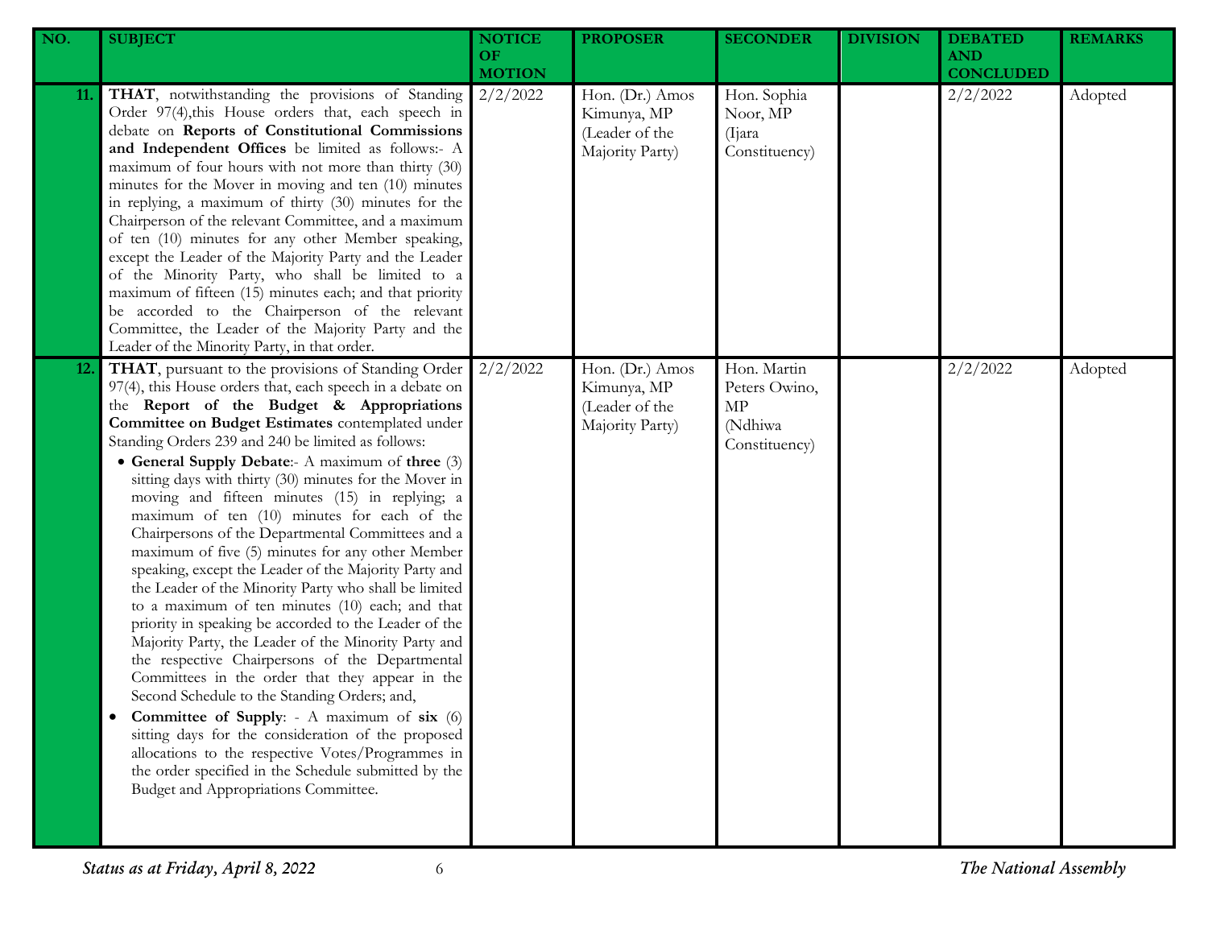| NO. | SUBJECT | NOTICE OF MOTION | PROPOSER | SECONDER | DIVISION | DEBATED AND CONCLUDED | REMARKS |
|---|---|---|---|---|---|---|---|
| 11. | **THAT**, notwithstanding the provisions of Standing Order 97(4),this House orders that, each speech in debate on **Reports of Constitutional Commissions and Independent Offices** be limited as follows:- A maximum of four hours with not more than thirty (30) minutes for the Mover in moving and ten (10) minutes in replying, a maximum of thirty (30) minutes for the Chairperson of the relevant Committee, and a maximum of ten (10) minutes for any other Member speaking, except the Leader of the Majority Party and the Leader of the Minority Party, who shall be limited to a maximum of fifteen (15) minutes each; and that priority be accorded to the Chairperson of the relevant Committee, the Leader of the Majority Party and the Leader of the Minority Party, in that order. | 2/2/2022 | Hon. (Dr.) Amos Kimunya, MP (Leader of the Majority Party) | Hon. Sophia Noor, MP (Ijara Constituency) | | 2/2/2022 | Adopted |
| 12. | **THAT**, pursuant to the provisions of Standing Order 97(4), this House orders that, each speech in a debate on the **Report of the Budget & Appropriations Committee on Budget Estimates** contemplated under Standing Orders 239 and 240 be limited as follows:<br>• **General Supply Debate**:- A maximum of **three** (3) sitting days with thirty (30) minutes for the Mover in moving and fifteen minutes (15) in replying; a maximum of ten (10) minutes for each of the Chairpersons of the Departmental Committees and a maximum of five (5) minutes for any other Member speaking, except the Leader of the Majority Party and the Leader of the Minority Party who shall be limited to a maximum of ten minutes (10) each; and that priority in speaking be accorded to the Leader of the Majority Party, the Leader of the Minority Party and the respective Chairpersons of the Departmental Committees in the order that they appear in the Second Schedule to the Standing Orders; and,<br>• **Committee of Supply**: - A maximum of **six** (6) sitting days for the consideration of the proposed allocations to the respective Votes/Programmes in the order specified in the Schedule submitted by the Budget and Appropriations Committee. | 2/2/2022 | Hon. (Dr.) Amos Kimunya, MP (Leader of the Majority Party) | Hon. Martin Peters Owino, MP (Ndhiwa Constituency) | | 2/2/2022 | Adopted |

*Status as at Friday, April 8, 2022* *The National Assembly*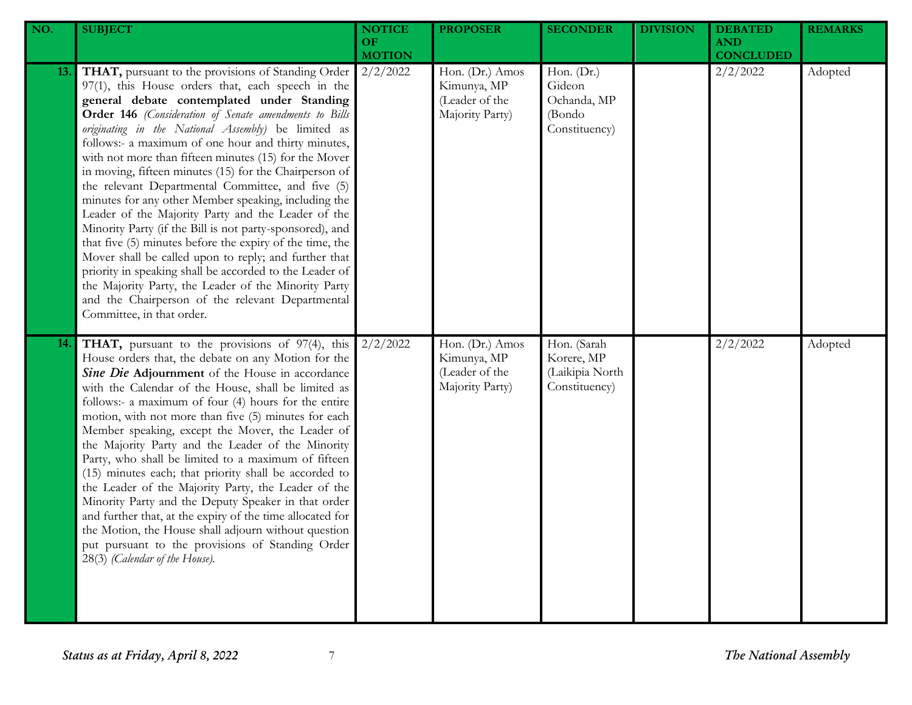| NO. | SUBJECT | NOTICE OF MOTION | PROPOSER | SECONDER | DIVISION | DEBATED AND CONCLUDED | REMARKS |
|---|---|---|---|---|---|---|---|
| 13. | **THAT,** pursuant to the provisions of Standing Order 97(1), this House orders that, each speech in the **general debate contemplated under Standing Order 146** *(Consideration of Senate amendments to Bills originating in the National Assembly)* be limited as follows:- a maximum of one hour and thirty minutes, with not more than fifteen minutes (15) for the Mover in moving, fifteen minutes (15) for the Chairperson of the relevant Departmental Committee, and five (5) minutes for any other Member speaking, including the Leader of the Majority Party and the Leader of the Minority Party (if the Bill is not party-sponsored), and that five (5) minutes before the expiry of the time, the Mover shall be called upon to reply; and further that priority in speaking shall be accorded to the Leader of the Majority Party, the Leader of the Minority Party and the Chairperson of the relevant Departmental Committee, in that order. | 2/2/2022 | Hon. (Dr.) Amos Kimunya, MP (Leader of the Majority Party) | Hon. (Dr.) Gideon Ochanda, MP (Bondo Constituency) | | 2/2/2022 | Adopted |
| 14. | **THAT,** pursuant to the provisions of 97(4), this House orders that, the debate on any Motion for the ***Sine Die*** **Adjournment** of the House in accordance with the Calendar of the House, shall be limited as follows:- a maximum of four (4) hours for the entire motion, with not more than five (5) minutes for each Member speaking, except the Mover, the Leader of the Majority Party and the Leader of the Minority Party, who shall be limited to a maximum of fifteen (15) minutes each; that priority shall be accorded to the Leader of the Majority Party, the Leader of the Minority Party and the Deputy Speaker in that order and further that, at the expiry of the time allocated for the Motion, the House shall adjourn without question put pursuant to the provisions of Standing Order 28(3) *(Calendar of the House).* | 2/2/2022 | Hon. (Dr.) Amos Kimunya, MP (Leader of the Majority Party) | Hon. (Sarah Korere, MP (Laikipia North Constituency) | | 2/2/2022 | Adopted |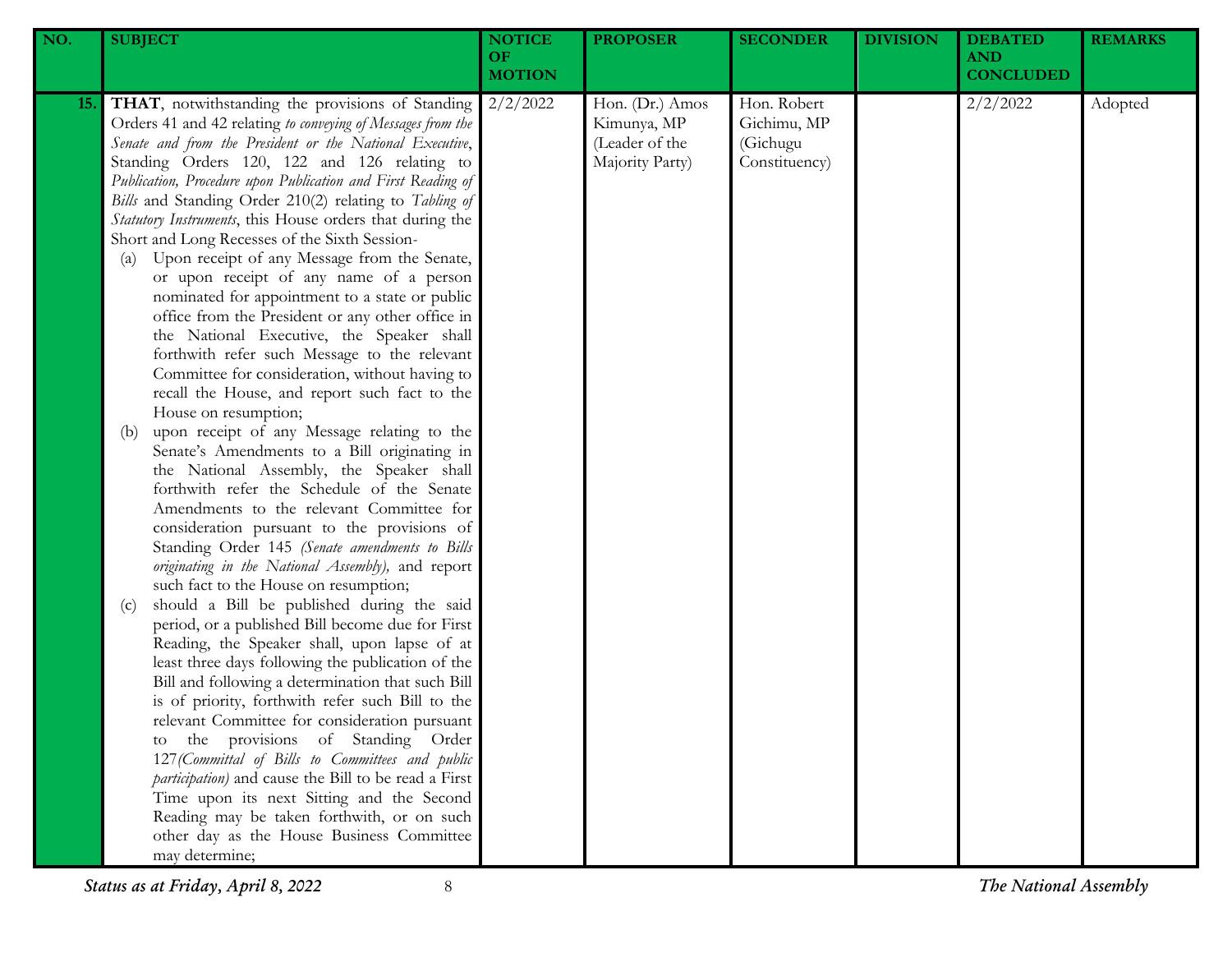| NO. | SUBJECT | NOTICE OF MOTION | PROPOSER | SECONDER | DIVISION | DEBATED AND CONCLUDED | REMARKS |
|---|---|---|---|---|---|---|---|
| 15. | **THAT**, notwithstanding the provisions of Standing Orders 41 and 42 relating *to conveying of Messages from the Senate and from the President or the National Executive*, Standing Orders 120, 122 and 126 relating to *Publication, Procedure upon Publication and First Reading of Bills* and Standing Order 210(2) relating to *Tabling of Statutory Instruments*, this House orders that during the Short and Long Recesses of the Sixth Session-<br>(a) Upon receipt of any Message from the Senate, or upon receipt of any name of a person nominated for appointment to a state or public office from the President or any other office in the National Executive, the Speaker shall forthwith refer such Message to the relevant Committee for consideration, without having to recall the House, and report such fact to the House on resumption;<br>(b) upon receipt of any Message relating to the Senate's Amendments to a Bill originating in the National Assembly, the Speaker shall forthwith refer the Schedule of the Senate Amendments to the relevant Committee for consideration pursuant to the provisions of Standing Order 145 *(Senate amendments to Bills originating in the National Assembly)*, and report such fact to the House on resumption;<br>(c) should a Bill be published during the said period, or a published Bill become due for First Reading, the Speaker shall, upon lapse of at least three days following the publication of the Bill and following a determination that such Bill is of priority, forthwith refer such Bill to the relevant Committee for consideration pursuant to the provisions of Standing Order 127*(Committal of Bills to Committees and public participation)* and cause the Bill to be read a First Time upon its next Sitting and the Second Reading may be taken forthwith, or on such other day as the House Business Committee may determine; | 2/2/2022 | Hon. (Dr.) Amos Kimunya, MP (Leader of the Majority Party) | Hon. Robert Gichimu, MP (Gichugu Constituency) | | 2/2/2022 | Adopted |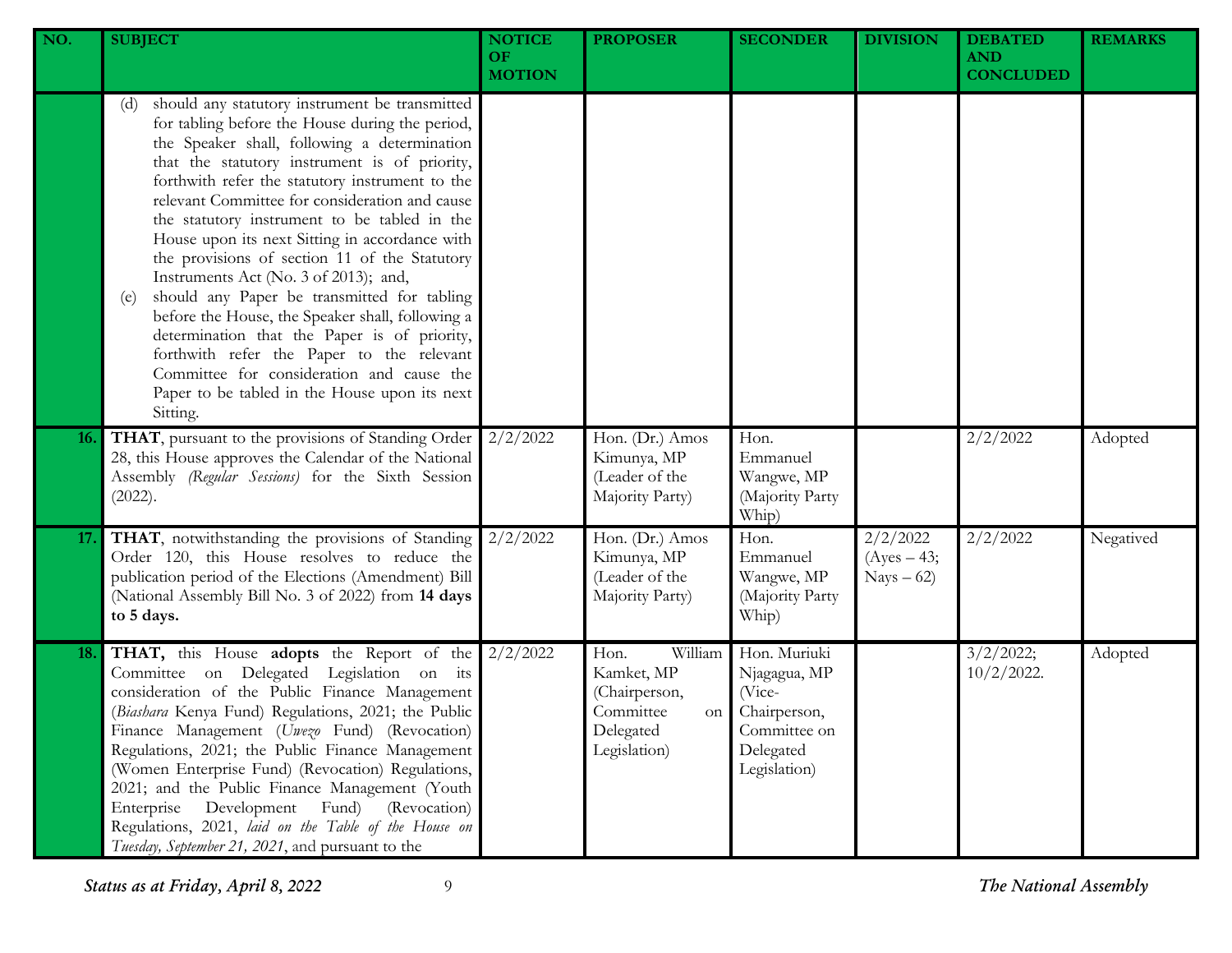| NO. | SUBJECT | NOTICE OF MOTION | PROPOSER | SECONDER | DIVISION | DEBATED AND CONCLUDED | REMARKS |
|---|---|---|---|---|---|---|---|
| | (d) should any statutory instrument be transmitted for tabling before the House during the period, the Speaker shall, following a determination that the statutory instrument is of priority, forthwith refer the statutory instrument to the relevant Committee for consideration and cause the statutory instrument to be tabled in the House upon its next Sitting in accordance with the provisions of section 11 of the Statutory Instruments Act (No. 3 of 2013); and, (e) should any Paper be transmitted for tabling before the House, the Speaker shall, following a determination that the Paper is of priority, forthwith refer the Paper to the relevant Committee for consideration and cause the Paper to be tabled in the House upon its next Sitting. | | | | | | |
| **16.** | **THAT**, pursuant to the provisions of Standing Order 28, this House approves the Calendar of the National Assembly *(Regular Sessions)* for the Sixth Session (2022). | 2/2/2022 | Hon. (Dr.) Amos Kimunya, MP (Leader of the Majority Party) | Hon. Emmanuel Wangwe, MP (Majority Party Whip) | | 2/2/2022 | Adopted |
| **17.** | **THAT**, notwithstanding the provisions of Standing Order 120, this House resolves to reduce the publication period of the Elections (Amendment) Bill (National Assembly Bill No. 3 of 2022) from **14 days to 5 days.** | 2/2/2022 | Hon. (Dr.) Amos Kimunya, MP (Leader of the Majority Party) | Hon. Emmanuel Wangwe, MP (Majority Party Whip) | 2/2/2022 (Ayes – 43; Nays – 62) | 2/2/2022 | Negatived |
| **18.** | **THAT,** this House **adopts** the Report of the Committee on Delegated Legislation on its consideration of the Public Finance Management (*Biashara* Kenya Fund) Regulations, 2021; the Public Finance Management (*Uwezo* Fund) (Revocation) Regulations, 2021; the Public Finance Management (Women Enterprise Fund) (Revocation) Regulations, 2021; and the Public Finance Management (Youth Enterprise Development Fund) (Revocation) Regulations, 2021, *laid on the Table of the House on Tuesday, September 21, 2021*, and pursuant to the | 2/2/2022 | Hon. William Kamket, MP (Chairperson, Committee on Delegated Legislation) | Hon. Muriuki Njagagua, MP (Vice-Chairperson, Committee on Delegated Legislation) | | 3/2/2022; 10/2/2022. | Adopted |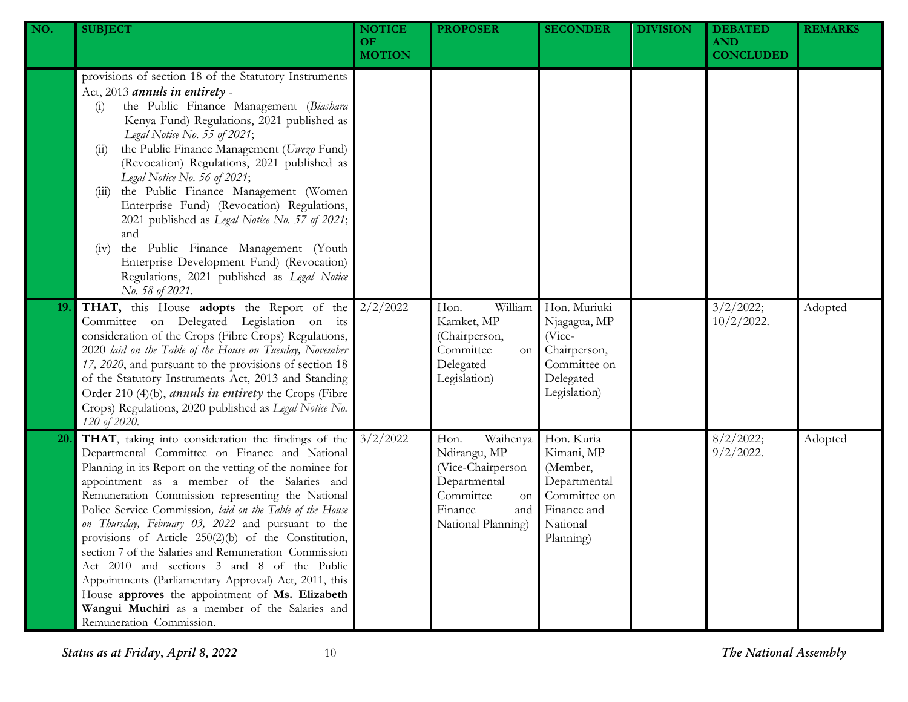| NO. | SUBJECT | NOTICE OF MOTION | PROPOSER | SECONDER | DIVISION | DEBATED AND CONCLUDED | REMARKS |
|---|---|---|---|---|---|---|---|
| | provisions of section 18 of the Statutory Instruments Act, 2013 ***annuls in entirety*** - (i) the Public Finance Management (*Biashara* Kenya Fund) Regulations, 2021 published as *Legal Notice No. 55 of 2021*; (ii) the Public Finance Management (*Uwezo* Fund) (Revocation) Regulations, 2021 published as *Legal Notice No. 56 of 2021*; (iii) the Public Finance Management (Women Enterprise Fund) (Revocation) Regulations, 2021 published as *Legal Notice No. 57 of 2021*; and (iv) the Public Finance Management (Youth Enterprise Development Fund) (Revocation) Regulations, 2021 published as *Legal Notice No. 58 of 2021*. | | | | | | |
| **19.** | **THAT,** this House **adopts** the Report of the Committee on Delegated Legislation on its consideration of the Crops (Fibre Crops) Regulations, 2020 *laid on the Table of the House on Tuesday, November 17, 2020*, and pursuant to the provisions of section 18 of the Statutory Instruments Act, 2013 and Standing Order 210 (4)(b), ***annuls in entirety*** the Crops (Fibre Crops) Regulations, 2020 published as *Legal Notice No. 120 of 2020*. | 2/2/2022 | Hon. William Kamket, MP (Chairperson, Committee on Delegated Legislation) | Hon. Muriuki Njagagua, MP (Vice-Chairperson, Committee on Delegated Legislation) | | 3/2/2022; 10/2/2022. | Adopted |
| **20.** | **THAT**, taking into consideration the findings of the Departmental Committee on Finance and National Planning in its Report on the vetting of the nominee for appointment as a member of the Salaries and Remuneration Commission representing the National Police Service Commission, *laid on the Table of the House on Thursday, February 03, 2022* and pursuant to the provisions of Article 250(2)(b) of the Constitution, section 7 of the Salaries and Remuneration Commission Act 2010 and sections 3 and 8 of the Public Appointments (Parliamentary Approval) Act, 2011, this House **approves** the appointment of **Ms. Elizabeth Wangui Muchiri** as a member of the Salaries and Remuneration Commission. | 3/2/2022 | Hon. Waihenya Ndirangu, MP (Vice-Chairperson Departmental Committee on Finance and National Planning) | Hon. Kuria Kimani, MP (Member, Departmental Committee on Finance and National Planning) | | 8/2/2022; 9/2/2022. | Adopted |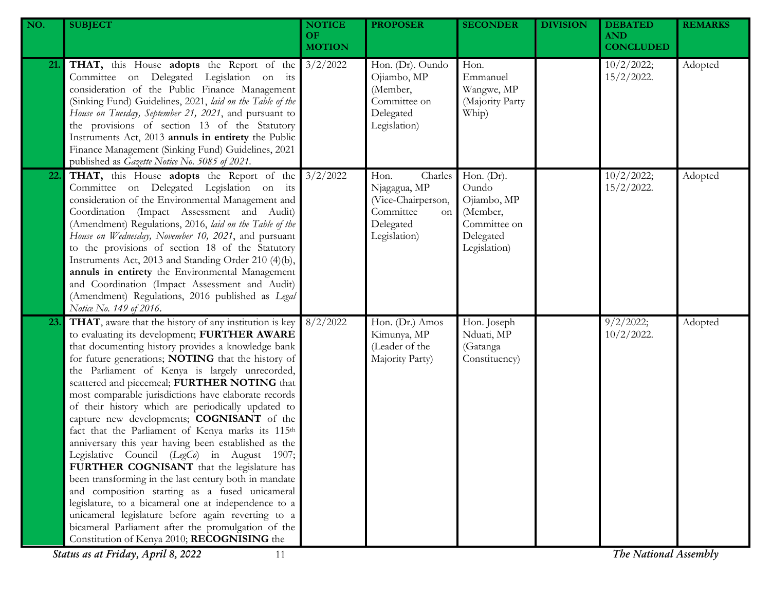| NO. | SUBJECT | NOTICE OF MOTION | PROPOSER | SECONDER | DIVISION | DEBATED AND CONCLUDED | REMARKS |
|---|---|---|---|---|---|---|---|
| 21. | **THAT,** this House **adopts** the Report of the Committee on Delegated Legislation on its consideration of the Public Finance Management (Sinking Fund) Guidelines, 2021, *laid on the Table of the House on Tuesday, September 21, 2021*, and pursuant to the provisions of section 13 of the Statutory Instruments Act, 2013 **annuls in entirety** the Public Finance Management (Sinking Fund) Guidelines, 2021 published as *Gazette Notice No. 5085 of 2021.* | 3/2/2022 | Hon. (Dr). Oundo Ojiambo, MP (Member, Committee on Delegated Legislation) | Hon. Emmanuel Wangwe, MP (Majority Party Whip) | | 10/2/2022; 15/2/2022. | Adopted |
| 22. | **THAT,** this House **adopts** the Report of the Committee on Delegated Legislation on its consideration of the Environmental Management and Coordination (Impact Assessment and Audit) (Amendment) Regulations, 2016, *laid on the Table of the House on Wednesday, November 10, 2021*, and pursuant to the provisions of section 18 of the Statutory Instruments Act, 2013 and Standing Order 210 (4)(b), **annuls in entirety** the Environmental Management and Coordination (Impact Assessment and Audit) (Amendment) Regulations, 2016 published as *Legal Notice No. 149 of 2016*. | 3/2/2022 | Hon. Charles Njagagua, MP (Vice-Chairperson, Committee on Delegated Legislation) | Hon. (Dr). Oundo Ojiambo, MP (Member, Committee on Delegated Legislation) | | 10/2/2022; 15/2/2022. | Adopted |
| 23. | **THAT**, aware that the history of any institution is key to evaluating its development; **FURTHER AWARE** that documenting history provides a knowledge bank for future generations; **NOTING** that the history of the Parliament of Kenya is largely unrecorded, scattered and piecemeal; **FURTHER NOTING** that most comparable jurisdictions have elaborate records of their history which are periodically updated to capture new developments; **COGNISANT** of the fact that the Parliament of Kenya marks its 115th anniversary this year having been established as the Legislative Council (*LegCo*) in August 1907; **FURTHER COGNISANT** that the legislature has been transforming in the last century both in mandate and composition starting as a fused unicameral legislature, to a bicameral one at independence to a unicameral legislature before again reverting to a bicameral Parliament after the promulgation of the Constitution of Kenya 2010; **RECOGNISING** the | 8/2/2022 | Hon. (Dr.) Amos Kimunya, MP (Leader of the Majority Party) | Hon. Joseph Nduati, MP (Gatanga Constituency) | | 9/2/2022; 10/2/2022. | Adopted |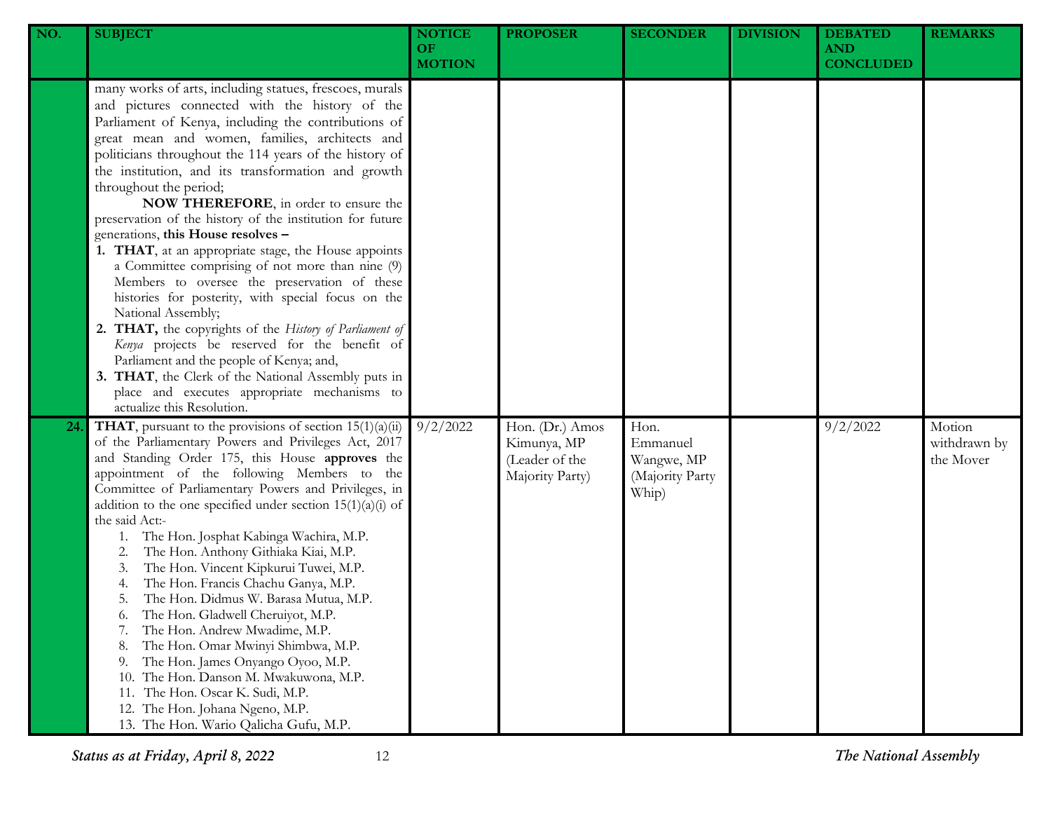| NO. | SUBJECT | NOTICE OF MOTION | PROPOSER | SECONDER | DIVISION | DEBATED AND CONCLUDED | REMARKS |
|---|---|---|---|---|---|---|---|
| | many works of arts, including statues, frescoes, murals and pictures connected with the history of the Parliament of Kenya, including the contributions of great mean and women, families, architects and politicians throughout the 114 years of the history of the institution, and its transformation and growth throughout the period;<br>**NOW THEREFORE**, in order to ensure the preservation of the history of the institution for future generations, **this House resolves –**<br>1. **THAT**, at an appropriate stage, the House appoints a Committee comprising of not more than nine (9) Members to oversee the preservation of these histories for posterity, with special focus on the National Assembly;<br>2. **THAT,** the copyrights of the *History of Parliament of Kenya* projects be reserved for the benefit of Parliament and the people of Kenya; and,<br>3. **THAT**, the Clerk of the National Assembly puts in place and executes appropriate mechanisms to actualize this Resolution. | | | | | | |
| 24. | **THAT**, pursuant to the provisions of section 15(1)(a)(ii) of the Parliamentary Powers and Privileges Act, 2017 and Standing Order 175, this House **approves** the appointment of the following Members to the Committee of Parliamentary Powers and Privileges, in addition to the one specified under section 15(1)(a)(i) of the said Act:-<br>1. The Hon. Josphat Kabinga Wachira, M.P.<br>2. The Hon. Anthony Githiaka Kiai, M.P.<br>3. The Hon. Vincent Kipkurui Tuwei, M.P.<br>4. The Hon. Francis Chachu Ganya, M.P.<br>5. The Hon. Didmus W. Barasa Mutua, M.P.<br>6. The Hon. Gladwell Cheruiyot, M.P.<br>7. The Hon. Andrew Mwadime, M.P.<br>8. The Hon. Omar Mwinyi Shimbwa, M.P.<br>9. The Hon. James Onyango Oyoo, M.P.<br>10. The Hon. Danson M. Mwakuwona, M.P.<br>11. The Hon. Oscar K. Sudi, M.P.<br>12. The Hon. Johana Ngeno, M.P.<br>13. The Hon. Wario Qalicha Gufu, M.P. | 9/2/2022 | Hon. (Dr.) Amos Kimunya, MP (Leader of the Majority Party) | Hon. Emmanuel Wangwe, MP (Majority Party Whip) | | 9/2/2022 | Motion withdrawn by the Mover |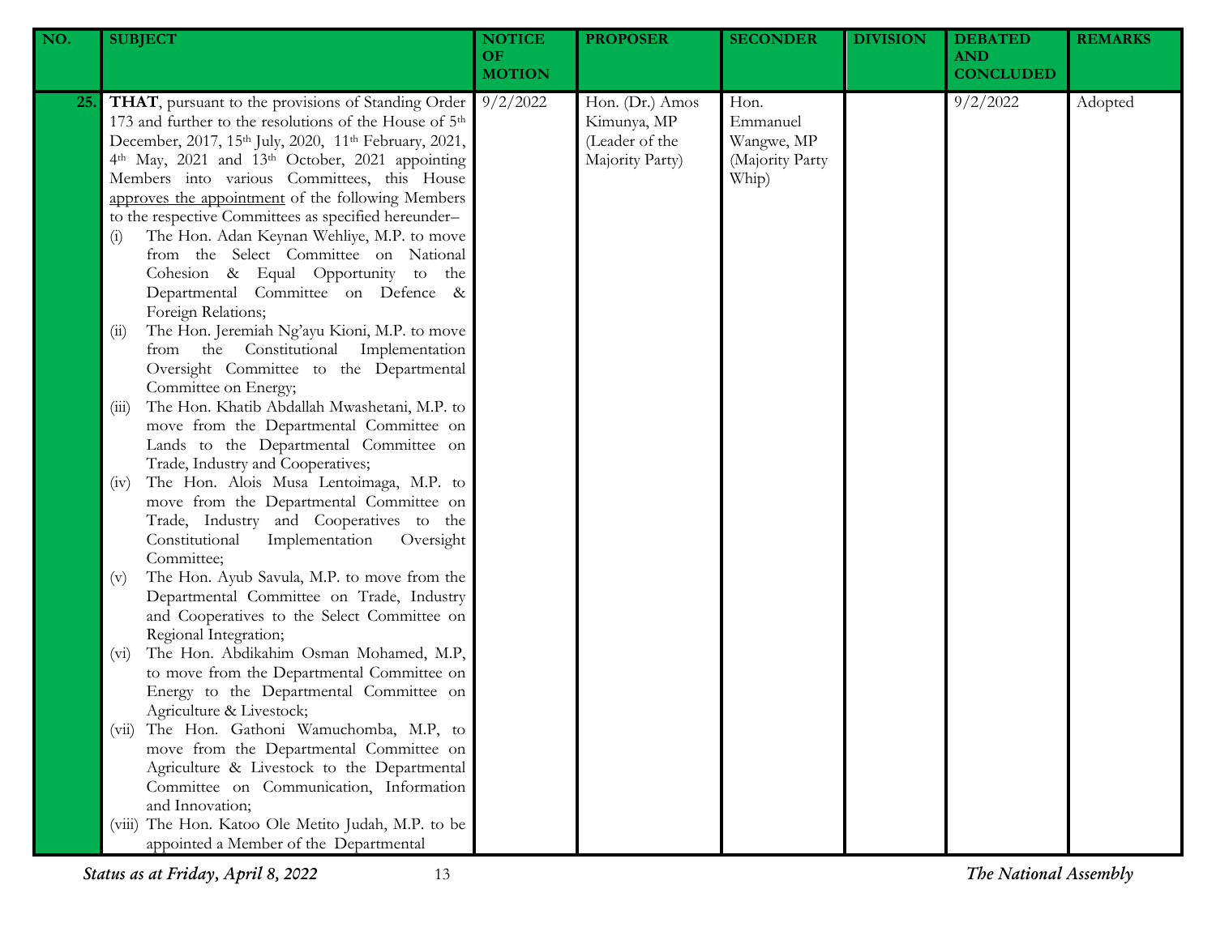| NO. | SUBJECT | NOTICE OF MOTION | PROPOSER | SECONDER | DIVISION | DEBATED AND CONCLUDED | REMARKS |
|---|---|---|---|---|---|---|---|
| 25. | **THAT**, pursuant to the provisions of Standing Order 173 and further to the resolutions of the House of 5th December, 2017, 15th July, 2020, 11th February, 2021, 4th May, 2021 and 13th October, 2021 appointing Members into various Committees, this House approves the appointment of the following Members to the respective Committees as specified hereunder–<br>(i) The Hon. Adan Keynan Wehliye, M.P. to move from the Select Committee on National Cohesion & Equal Opportunity to the Departmental Committee on Defence & Foreign Relations;<br>(ii) The Hon. Jeremiah Ng'ayu Kioni, M.P. to move from the Constitutional Implementation Oversight Committee to the Departmental Committee on Energy;<br>(iii) The Hon. Khatib Abdallah Mwashetani, M.P. to move from the Departmental Committee on Lands to the Departmental Committee on Trade, Industry and Cooperatives;<br>(iv) The Hon. Alois Musa Lentoimaga, M.P. to move from the Departmental Committee on Trade, Industry and Cooperatives to the Constitutional Implementation Oversight Committee;<br>(v) The Hon. Ayub Savula, M.P. to move from the Departmental Committee on Trade, Industry and Cooperatives to the Select Committee on Regional Integration;<br>(vi) The Hon. Abdikahim Osman Mohamed, M.P, to move from the Departmental Committee on Energy to the Departmental Committee on Agriculture & Livestock;<br>(vii) The Hon. Gathoni Wamuchomba, M.P, to move from the Departmental Committee on Agriculture & Livestock to the Departmental Committee on Communication, Information and Innovation;<br>(viii) The Hon. Katoo Ole Metito Judah, M.P. to be appointed a Member of the Departmental | 9/2/2022 | Hon. (Dr.) Amos Kimunya, MP (Leader of the Majority Party) | Hon. Emmanuel Wangwe, MP (Majority Party Whip) | | 9/2/2022 | Adopted |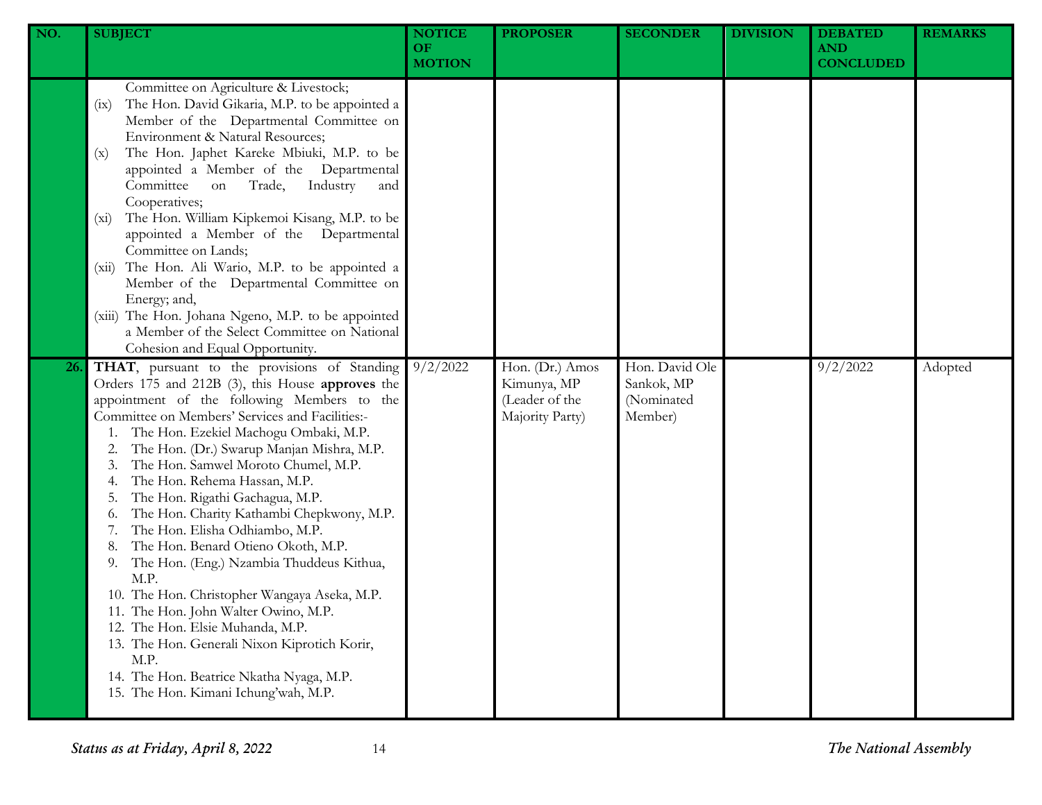| NO. | SUBJECT | NOTICE OF MOTION | PROPOSER | SECONDER | DIVISION | DEBATED AND CONCLUDED | REMARKS |
|---|---|---|---|---|---|---|---|
| | Committee on Agriculture & Livestock;<br>(ix) The Hon. David Gikaria, M.P. to be appointed a Member of the Departmental Committee on Environment & Natural Resources;<br>(x) The Hon. Japhet Kareke Mbiuki, M.P. to be appointed a Member of the Departmental Committee on Trade, Industry and Cooperatives;<br>(xi) The Hon. William Kipkemoi Kisang, M.P. to be appointed a Member of the Departmental Committee on Lands;<br>(xii) The Hon. Ali Wario, M.P. to be appointed a Member of the Departmental Committee on Energy; and,<br>(xiii) The Hon. Johana Ngeno, M.P. to be appointed a Member of the Select Committee on National Cohesion and Equal Opportunity. | | | | | | |
| 26. | **THAT**, pursuant to the provisions of Standing Orders 175 and 212B (3), this House **approves** the appointment of the following Members to the Committee on Members' Services and Facilities:-<br>1. The Hon. Ezekiel Machogu Ombaki, M.P.<br>2. The Hon. (Dr.) Swarup Manjan Mishra, M.P.<br>3. The Hon. Samwel Moroto Chumel, M.P.<br>4. The Hon. Rehema Hassan, M.P.<br>5. The Hon. Rigathi Gachagua, M.P.<br>6. The Hon. Charity Kathambi Chepkwony, M.P.<br>7. The Hon. Elisha Odhiambo, M.P.<br>8. The Hon. Benard Otieno Okoth, M.P.<br>9. The Hon. (Eng.) Nzambia Thuddeus Kithua, M.P.<br>10. The Hon. Christopher Wangaya Aseka, M.P.<br>11. The Hon. John Walter Owino, M.P.<br>12. The Hon. Elsie Muhanda, M.P.<br>13. The Hon. Generali Nixon Kiprotich Korir, M.P.<br>14. The Hon. Beatrice Nkatha Nyaga, M.P.<br>15. The Hon. Kimani Ichung'wah, M.P. | 9/2/2022 | Hon. (Dr.) Amos Kimunya, MP (Leader of the Majority Party) | Hon. David Ole Sankok, MP (Nominated Member) | | 9/2/2022 | Adopted |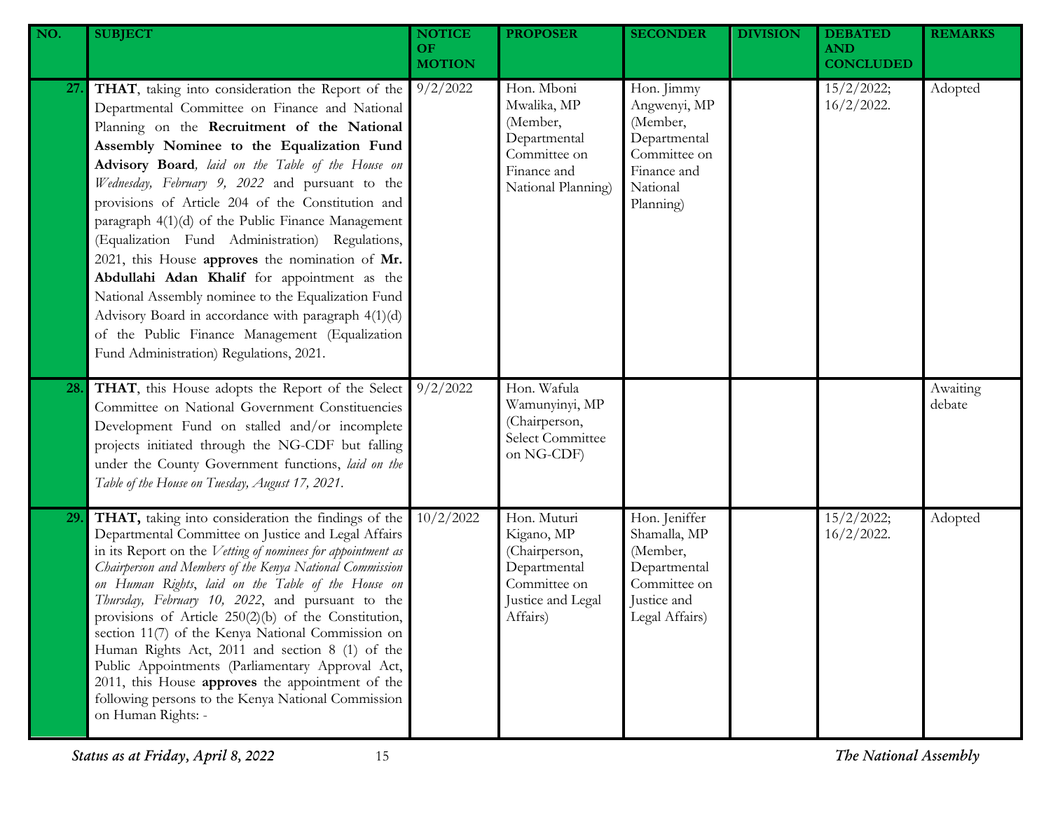| NO. | SUBJECT | NOTICE OF MOTION | PROPOSER | SECONDER | DIVISION | DEBATED AND CONCLUDED | REMARKS |
|---|---|---|---|---|---|---|---|
| 27. | **THAT**, taking into consideration the Report of the Departmental Committee on Finance and National Planning on the **Recruitment of the National Assembly Nominee to the Equalization Fund Advisory Board**, *laid on the Table of the House on Wednesday, February 9, 2022* and pursuant to the provisions of Article 204 of the Constitution and paragraph 4(1)(d) of the Public Finance Management (Equalization Fund Administration) Regulations, 2021, this House **approves** the nomination of **Mr. Abdullahi Adan Khalif** for appointment as the National Assembly nominee to the Equalization Fund Advisory Board in accordance with paragraph 4(1)(d) of the Public Finance Management (Equalization Fund Administration) Regulations, 2021. | 9/2/2022 | Hon. Mboni Mwalika, MP (Member, Departmental Committee on Finance and National Planning) | Hon. Jimmy Angwenyi, MP (Member, Departmental Committee on Finance and National Planning) | | 15/2/2022; 16/2/2022. | Adopted |
| 28. | **THAT**, this House adopts the Report of the Select Committee on National Government Constituencies Development Fund on stalled and/or incomplete projects initiated through the NG-CDF but falling under the County Government functions, *laid on the Table of the House on Tuesday, August 17, 2021*. | 9/2/2022 | Hon. Wafula Wamunyinyi, MP (Chairperson, Select Committee on NG-CDF) | | | | Awaiting debate |
| 29. | **THAT,** taking into consideration the findings of the Departmental Committee on Justice and Legal Affairs in its Report on the *Vetting of nominees for appointment as Chairperson and Members of the Kenya National Commission on Human Rights*, *laid on the Table of the House on Thursday, February 10, 2022*, and pursuant to the provisions of Article 250(2)(b) of the Constitution, section 11(7) of the Kenya National Commission on Human Rights Act, 2011 and section 8 (1) of the Public Appointments (Parliamentary Approval Act, 2011, this House **approves** the appointment of the following persons to the Kenya National Commission on Human Rights: - | 10/2/2022 | Hon. Muturi Kigano, MP (Chairperson, Departmental Committee on Justice and Legal Affairs) | Hon. Jeniffer Shamalla, MP (Member, Departmental Committee on Justice and Legal Affairs) | | 15/2/2022; 16/2/2022. | Adopted |

*Status as at Friday, April 8, 2022*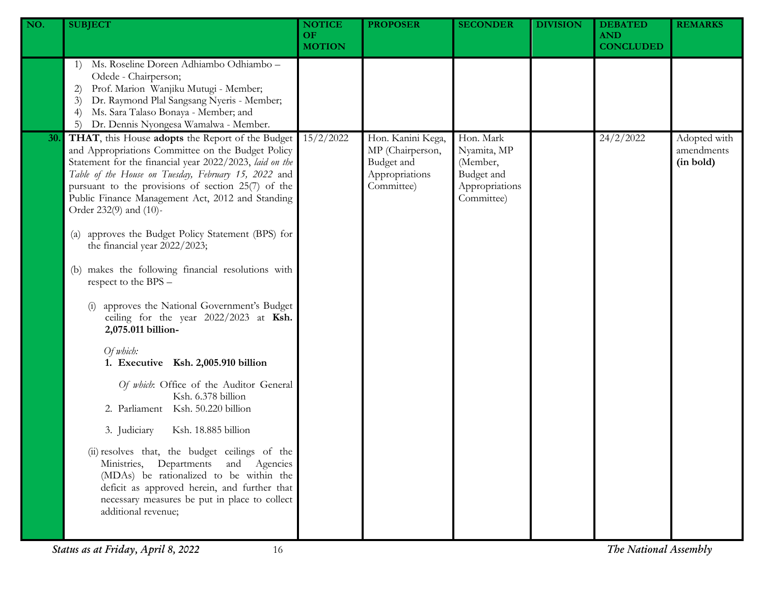| NO. | SUBJECT | NOTICE OF MOTION | PROPOSER | SECONDER | DIVISION | DEBATED AND CONCLUDED | REMARKS |
|---|---|---|---|---|---|---|---|
| | 1) Ms. Roseline Doreen Adhiambo Odhiambo – Odede - Chairperson;<br>2) Prof. Marion Wanjiku Mutugi - Member;<br>3) Dr. Raymond Plal Sangsang Nyeris - Member;<br>4) Ms. Sara Talaso Bonaya - Member; and<br>5) Dr. Dennis Nyongesa Wamalwa - Member. | | | | | | |
| 30. | **THAT**, this House **adopts** the Report of the Budget and Appropriations Committee on the Budget Policy Statement for the financial year 2022/2023, *laid on the Table of the House on Tuesday, February 15, 2022* and pursuant to the provisions of section 25(7) of the Public Finance Management Act, 2012 and Standing Order 232(9) and (10)-<br><br>(a) approves the Budget Policy Statement (BPS) for the financial year 2022/2023;<br><br>(b) makes the following financial resolutions with respect to the BPS –<br><br>(i) approves the National Government's Budget ceiling for the year 2022/2023 at **Ksh. 2,075.011 billion-**<br><br>*Of which:*<br>**1. Executive Ksh. 2,005.910 billion**<br><br>*Of which*: Office of the Auditor General Ksh. 6.378 billion<br>2. Parliament Ksh. 50.220 billion<br><br>3. Judiciary Ksh. 18.885 billion<br><br>(ii) resolves that, the budget ceilings of the Ministries, Departments and Agencies (MDAs) be rationalized to be within the deficit as approved herein, and further that necessary measures be put in place to collect additional revenue; | 15/2/2022 | Hon. Kanini Kega, MP (Chairperson, Budget and Appropriations Committee) | Hon. Mark Nyamita, MP (Member, Budget and Appropriations Committee) | | 24/2/2022 | Adopted with amendments **(in bold)** |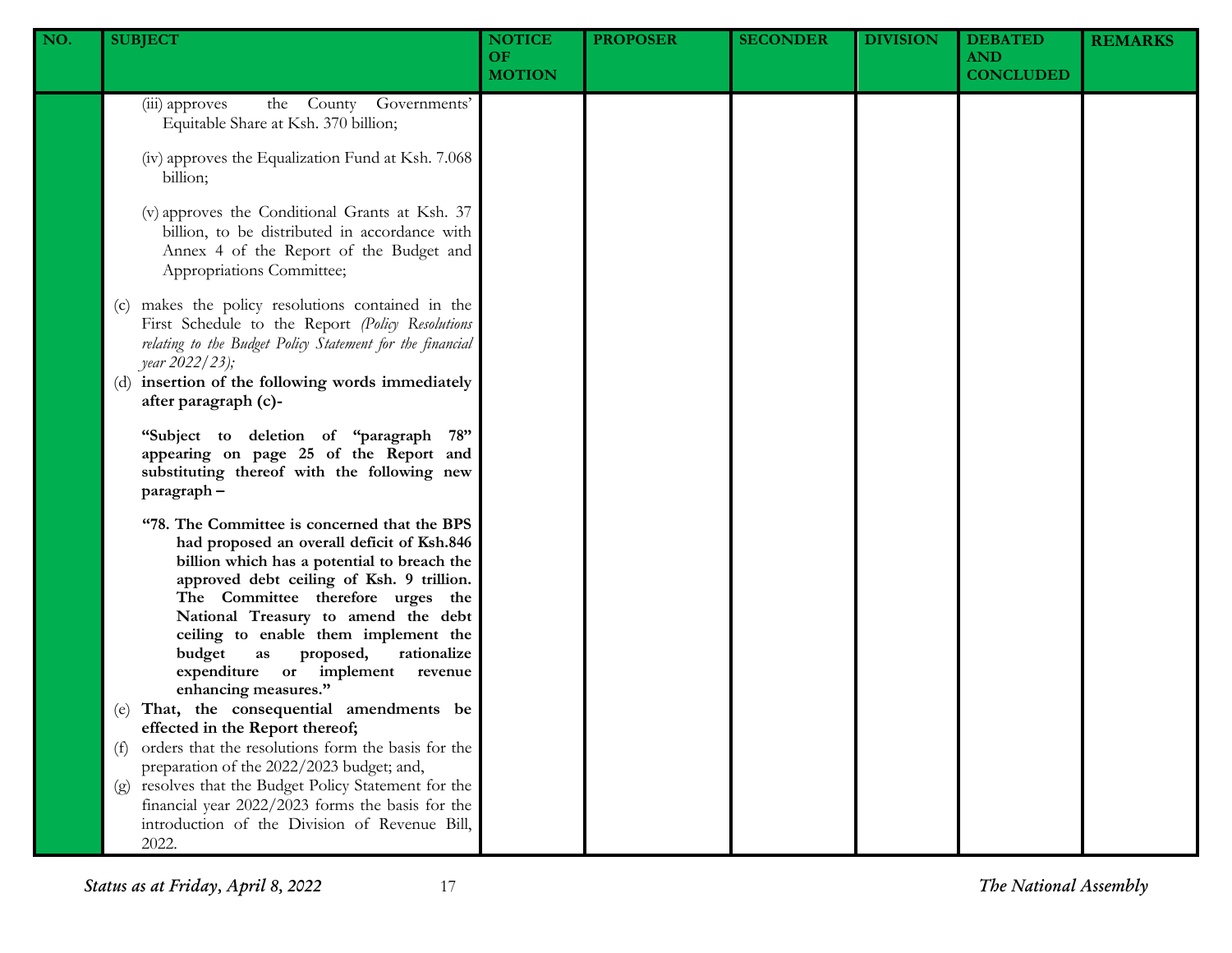| NO. | SUBJECT | NOTICE OF MOTION | PROPOSER | SECONDER | DIVISION | DEBATED AND CONCLUDED | REMARKS |
|---|---|---|---|---|---|---|---|
| | (iii) approves the County Governments' Equitable Share at Ksh. 370 billion;<br><br>(iv) approves the Equalization Fund at Ksh. 7.068 billion;<br><br>(v) approves the Conditional Grants at Ksh. 37 billion, to be distributed in accordance with Annex 4 of the Report of the Budget and Appropriations Committee;<br><br>(c) makes the policy resolutions contained in the First Schedule to the Report *(Policy Resolutions relating to the Budget Policy Statement for the financial year 2022/23);*<br>(d) **insertion of the following words immediately after paragraph (c)-**<br><br>**"Subject to deletion of "paragraph 78" appearing on page 25 of the Report and substituting thereof with the following new paragraph –**<br><br>**"78. The Committee is concerned that the BPS had proposed an overall deficit of Ksh.846 billion which has a potential to breach the approved debt ceiling of Ksh. 9 trillion. The Committee therefore urges the National Treasury to amend the debt ceiling to enable them implement the budget as proposed, rationalize expenditure or implement revenue enhancing measures."**<br>(e) **That, the consequential amendments be effected in the Report thereof;**<br>(f) orders that the resolutions form the basis for the preparation of the 2022/2023 budget; and,<br>(g) resolves that the Budget Policy Statement for the financial year 2022/2023 forms the basis for the introduction of the Division of Revenue Bill, 2022. | | | | | | |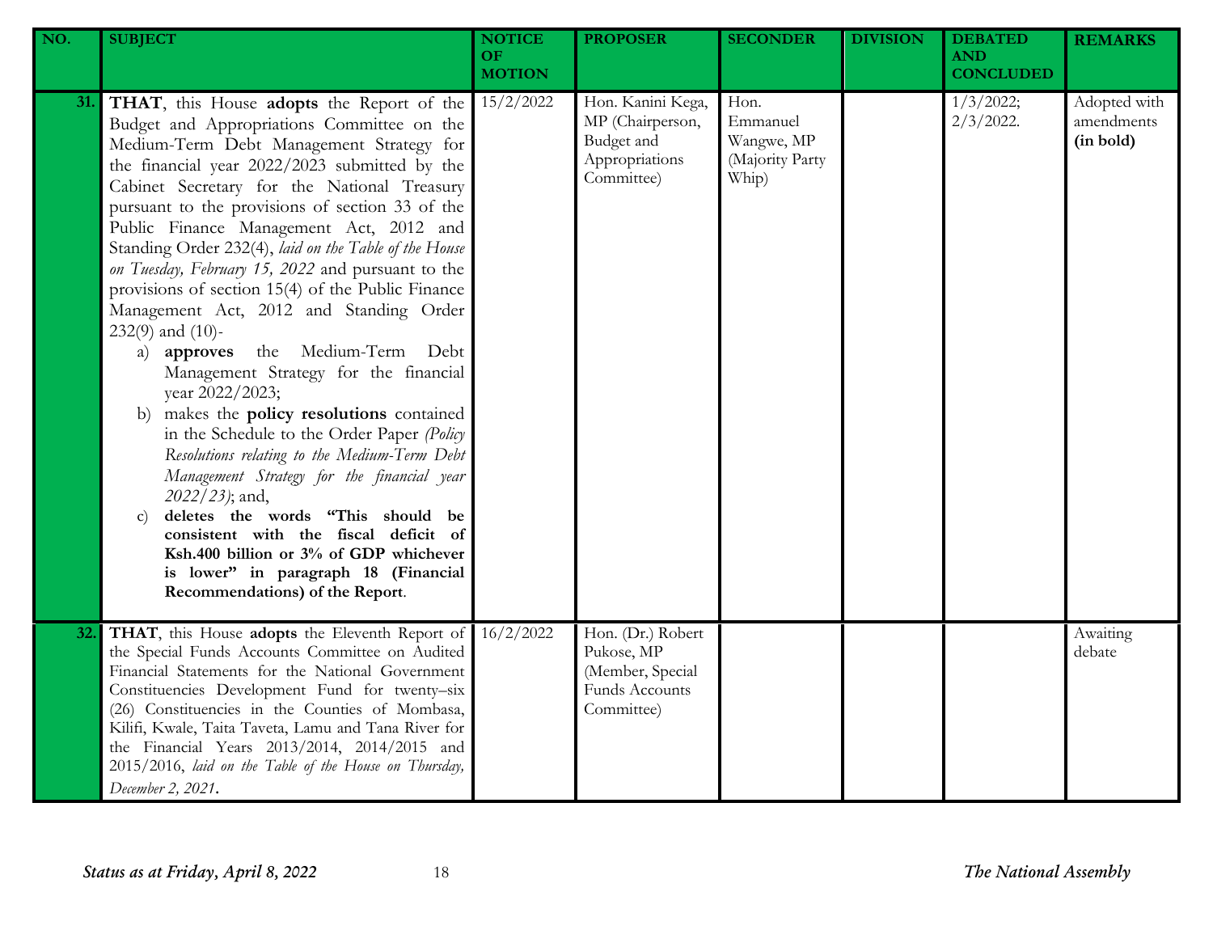| NO. | SUBJECT | NOTICE OF MOTION | PROPOSER | SECONDER | DIVISION | DEBATED AND CONCLUDED | REMARKS |
|---|---|---|---|---|---|---|---|
| 31. | **THAT**, this House **adopts** the Report of the Budget and Appropriations Committee on the Medium-Term Debt Management Strategy for the financial year 2022/2023 submitted by the Cabinet Secretary for the National Treasury pursuant to the provisions of section 33 of the Public Finance Management Act, 2012 and Standing Order 232(4), *laid on the Table of the House on Tuesday, February 15, 2022* and pursuant to the provisions of section 15(4) of the Public Finance Management Act, 2012 and Standing Order 232(9) and (10)- a) **approves** the Medium-Term Debt Management Strategy for the financial year 2022/2023; b) makes the **policy resolutions** contained in the Schedule to the Order Paper *(Policy Resolutions relating to the Medium-Term Debt Management Strategy for the financial year 2022/23)*; and, c) **deletes the words "This should be consistent with the fiscal deficit of Ksh.400 billion or 3% of GDP whichever is lower" in paragraph 18 (Financial Recommendations) of the Report**. | 15/2/2022 | Hon. Kanini Kega, MP (Chairperson, Budget and Appropriations Committee) | Hon. Emmanuel Wangwe, MP (Majority Party Whip) | | 1/3/2022; 2/3/2022. | Adopted with amendments **(in bold)** |
| 32. | **THAT**, this House **adopts** the Eleventh Report of the Special Funds Accounts Committee on Audited Financial Statements for the National Government Constituencies Development Fund for twenty–six (26) Constituencies in the Counties of Mombasa, Kilifi, Kwale, Taita Taveta, Lamu and Tana River for the Financial Years 2013/2014, 2014/2015 and 2015/2016, *laid on the Table of the House on Thursday, December 2, 2021*. | 16/2/2022 | Hon. (Dr.) Robert Pukose, MP (Member, Special Funds Accounts Committee) | | | | Awaiting debate |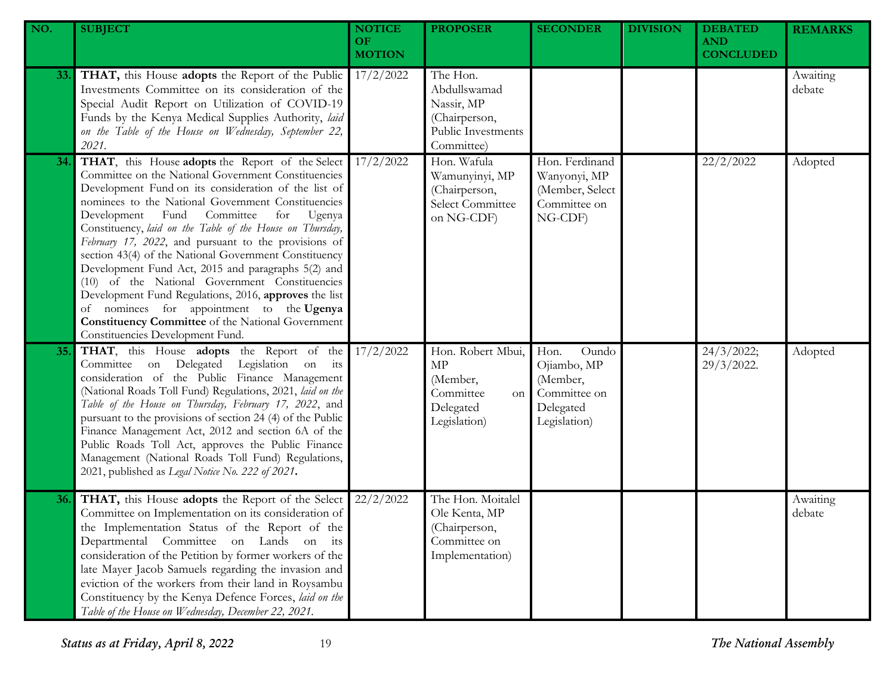| NO. | SUBJECT | NOTICE OF MOTION | PROPOSER | SECONDER | DIVISION | DEBATED AND CONCLUDED | REMARKS |
|---|---|---|---|---|---|---|---|
| 33. | **THAT,** this House **adopts** the Report of the Public Investments Committee on its consideration of the Special Audit Report on Utilization of COVID-19 Funds by the Kenya Medical Supplies Authority, *laid on the Table of the House on Wednesday, September 22, 2021.* | 17/2/2022 | The Hon. Abdullswamad Nassir, MP (Chairperson, Public Investments Committee) | | | | Awaiting debate |
| 34. | **THAT**, this House **adopts** the Report of the Select Committee on the National Government Constituencies Development Fund on its consideration of the list of nominees to the National Government Constituencies Development Fund Committee for Ugenya Constituency, *laid on the Table of the House on Thursday, February 17, 2022*, and pursuant to the provisions of section 43(4) of the National Government Constituency Development Fund Act, 2015 and paragraphs 5(2) and (10) of the National Government Constituencies Development Fund Regulations, 2016, **approves** the list of nominees for appointment to the **Ugenya Constituency Committee** of the National Government Constituencies Development Fund. | 17/2/2022 | Hon. Wafula Wamunyinyi, MP (Chairperson, Select Committee on NG-CDF) | Hon. Ferdinand Wanyonyi, MP (Member, Select Committee on NG-CDF) | | 22/2/2022 | Adopted |
| 35. | **THAT**, this House **adopts** the Report of the Committee on Delegated Legislation on its consideration of the Public Finance Management (National Roads Toll Fund) Regulations, 2021, *laid on the Table of the House on Thursday, February 17, 2022*, and pursuant to the provisions of section 24 (4) of the Public Finance Management Act, 2012 and section 6A of the Public Roads Toll Act, approves the Public Finance Management (National Roads Toll Fund) Regulations, 2021, published as *Legal Notice No. 222 of 2021***.** | 17/2/2022 | Hon. Robert Mbui, MP (Member, Committee on Delegated Legislation) | Hon. Oundo Ojiambo, MP (Member, Committee on Delegated Legislation) | | 24/3/2022; 29/3/2022. | Adopted |
| 36. | **THAT,** this House **adopts** the Report of the Select Committee on Implementation on its consideration of the Implementation Status of the Report of the Departmental Committee on Lands on its consideration of the Petition by former workers of the late Mayer Jacob Samuels regarding the invasion and eviction of the workers from their land in Roysambu Constituency by the Kenya Defence Forces, *laid on the Table of the House on Wednesday, December 22, 2021.* | 22/2/2022 | The Hon. Moitalel Ole Kenta, MP (Chairperson, Committee on Implementation) | | | | Awaiting debate |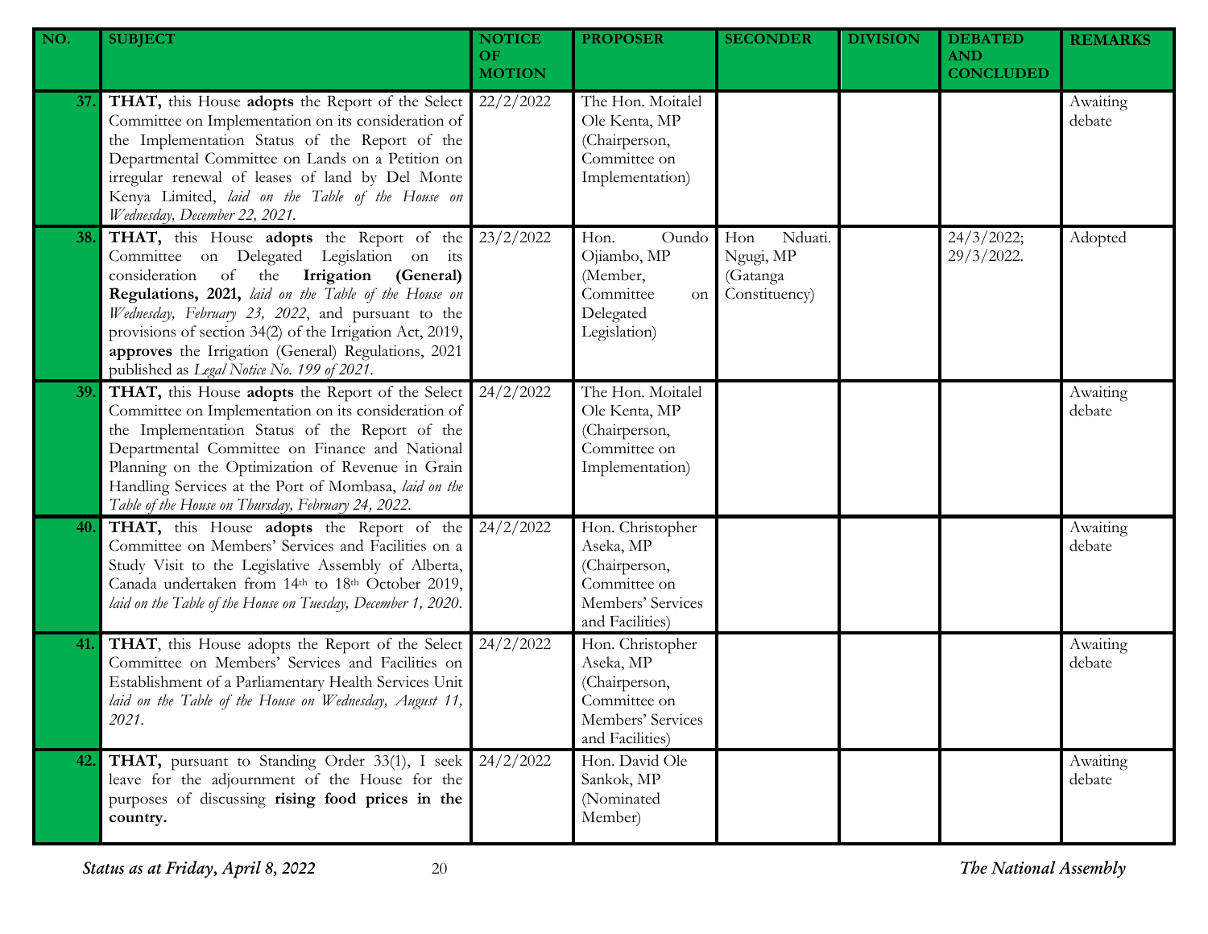| NO. | SUBJECT | NOTICE OF MOTION | PROPOSER | SECONDER | DIVISION | DEBATED AND CONCLUDED | REMARKS |
|---|---|---|---|---|---|---|---|
| 37. | **THAT,** this House **adopts** the Report of the Select Committee on Implementation on its consideration of the Implementation Status of the Report of the Departmental Committee on Lands on a Petition on irregular renewal of leases of land by Del Monte Kenya Limited, *laid on the Table of the House on Wednesday, December 22, 2021.* | 22/2/2022 | The Hon. Moitalel Ole Kenta, MP (Chairperson, Committee on Implementation) | | | | Awaiting debate |
| 38. | **THAT,** this House **adopts** the Report of the Committee on Delegated Legislation on its consideration of the **Irrigation (General) Regulations, 2021,** *laid on the Table of the House on Wednesday, February 23, 2022*, and pursuant to the provisions of section 34(2) of the Irrigation Act, 2019, **approves** the Irrigation (General) Regulations, 2021 published as *Legal Notice No. 199 of 2021.* | 23/2/2022 | Hon. Oundo Ojiambo, MP (Member, Committee on Delegated Legislation) | Hon Nduati. Ngugi, MP (Gatanga Constituency) | | 24/3/2022; 29/3/2022. | Adopted |
| 39. | **THAT,** this House **adopts** the Report of the Select Committee on Implementation on its consideration of the Implementation Status of the Report of the Departmental Committee on Finance and National Planning on the Optimization of Revenue in Grain Handling Services at the Port of Mombasa, *laid on the Table of the House on Thursday, February 24, 2022.* | 24/2/2022 | The Hon. Moitalel Ole Kenta, MP (Chairperson, Committee on Implementation) | | | | Awaiting debate |
| 40. | **THAT,** this House **adopts** the Report of the Committee on Members' Services and Facilities on a Study Visit to the Legislative Assembly of Alberta, Canada undertaken from 14th to 18th October 2019, *laid on the Table of the House on Tuesday, December 1, 2020.* | 24/2/2022 | Hon. Christopher Aseka, MP (Chairperson, Committee on Members' Services and Facilities) | | | | Awaiting debate |
| 41. | **THAT**, this House adopts the Report of the Select Committee on Members' Services and Facilities on Establishment of a Parliamentary Health Services Unit *laid on the Table of the House on Wednesday, August 11, 2021.* | 24/2/2022 | Hon. Christopher Aseka, MP (Chairperson, Committee on Members' Services and Facilities) | | | | Awaiting debate |
| 42. | **THAT,** pursuant to Standing Order 33(1), I seek leave for the adjournment of the House for the purposes of discussing **rising food prices in the country.** | 24/2/2022 | Hon. David Ole Sankok, MP (Nominated Member) | | | | Awaiting debate |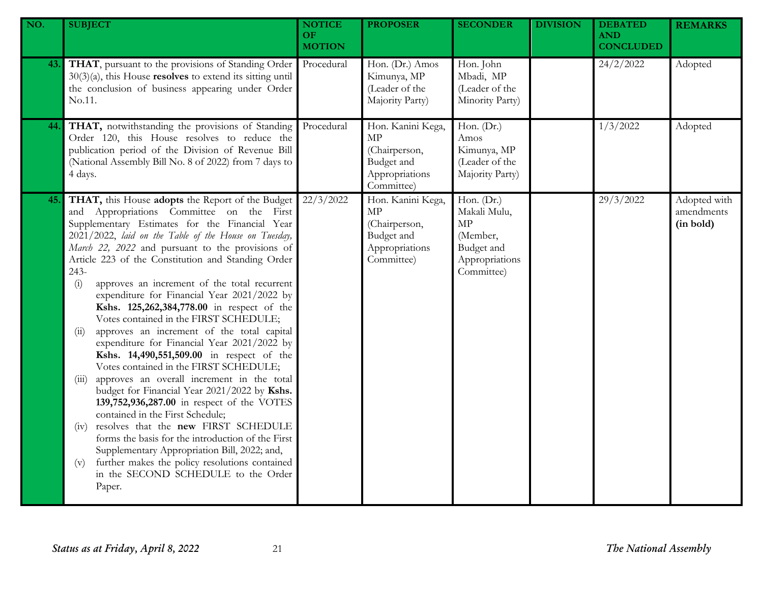| NO. | SUBJECT | NOTICE OF MOTION | PROPOSER | SECONDER | DIVISION | DEBATED AND CONCLUDED | REMARKS |
|---|---|---|---|---|---|---|---|
| 43. | **THAT**, pursuant to the provisions of Standing Order 30(3)(a), this House **resolves** to extend its sitting until the conclusion of business appearing under Order No.11. | Procedural | Hon. (Dr.) Amos Kimunya, MP (Leader of the Majority Party) | Hon. John Mbadi, MP (Leader of the Minority Party) | | 24/2/2022 | Adopted |
| 44. | **THAT,** notwithstanding the provisions of Standing Order 120, this House resolves to reduce the publication period of the Division of Revenue Bill (National Assembly Bill No. 8 of 2022) from 7 days to 4 days. | Procedural | Hon. Kanini Kega, MP (Chairperson, Budget and Appropriations Committee) | Hon. (Dr.) Amos Kimunya, MP (Leader of the Majority Party) | | 1/3/2022 | Adopted |
| 45. | **THAT,** this House **adopts** the Report of the Budget and Appropriations Committee on the First Supplementary Estimates for the Financial Year 2021/2022, *laid on the Table of the House on Tuesday, March 22, 2022* and pursuant to the provisions of Article 223 of the Constitution and Standing Order 243-<br>(i) approves an increment of the total recurrent expenditure for Financial Year 2021/2022 by **Kshs. 125,262,384,778.00** in respect of the Votes contained in the FIRST SCHEDULE;<br>(ii) approves an increment of the total capital expenditure for Financial Year 2021/2022 by **Kshs. 14,490,551,509.00** in respect of the Votes contained in the FIRST SCHEDULE;<br>(iii) approves an overall increment in the total budget for Financial Year 2021/2022 by **Kshs. 139,752,936,287.00** in respect of the VOTES contained in the First Schedule;<br>(iv) resolves that the **new** FIRST SCHEDULE forms the basis for the introduction of the First Supplementary Appropriation Bill, 2022; and,<br>(v) further makes the policy resolutions contained in the SECOND SCHEDULE to the Order Paper. | 22/3/2022 | Hon. Kanini Kega, MP (Chairperson, Budget and Appropriations Committee) | Hon. (Dr.) Makali Mulu, MP (Member, Budget and Appropriations Committee) | | 29/3/2022 | Adopted with amendments **(in bold)** |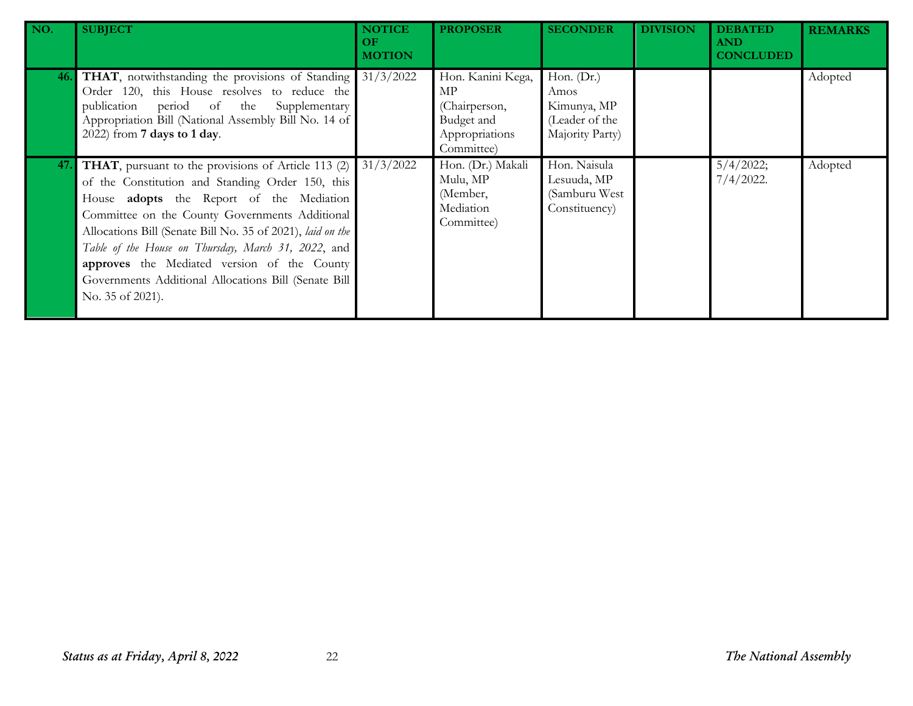| NO. | SUBJECT | NOTICE OF MOTION | PROPOSER | SECONDER | DIVISION | DEBATED AND CONCLUDED | REMARKS |
|---|---|---|---|---|---|---|---|
| 46. | **THAT**, notwithstanding the provisions of Standing Order 120, this House resolves to reduce the publication period of the Supplementary Appropriation Bill (National Assembly Bill No. 14 of 2022) from **7 days to 1 day**. | 31/3/2022 | Hon. Kanini Kega, MP (Chairperson, Budget and Appropriations Committee) | Hon. (Dr.) Amos Kimunya, MP (Leader of the Majority Party) | | | Adopted |
| 47. | **THAT**, pursuant to the provisions of Article 113 (2) of the Constitution and Standing Order 150, this House **adopts** the Report of the Mediation Committee on the County Governments Additional Allocations Bill (Senate Bill No. 35 of 2021), *laid on the Table of the House on Thursday, March 31, 2022*, and **approves** the Mediated version of the County Governments Additional Allocations Bill (Senate Bill No. 35 of 2021). | 31/3/2022 | Hon. (Dr.) Makali Mulu, MP (Member, Mediation Committee) | Hon. Naisula Lesuuda, MP (Samburu West Constituency) | | 5/4/2022; 7/4/2022. | Adopted |